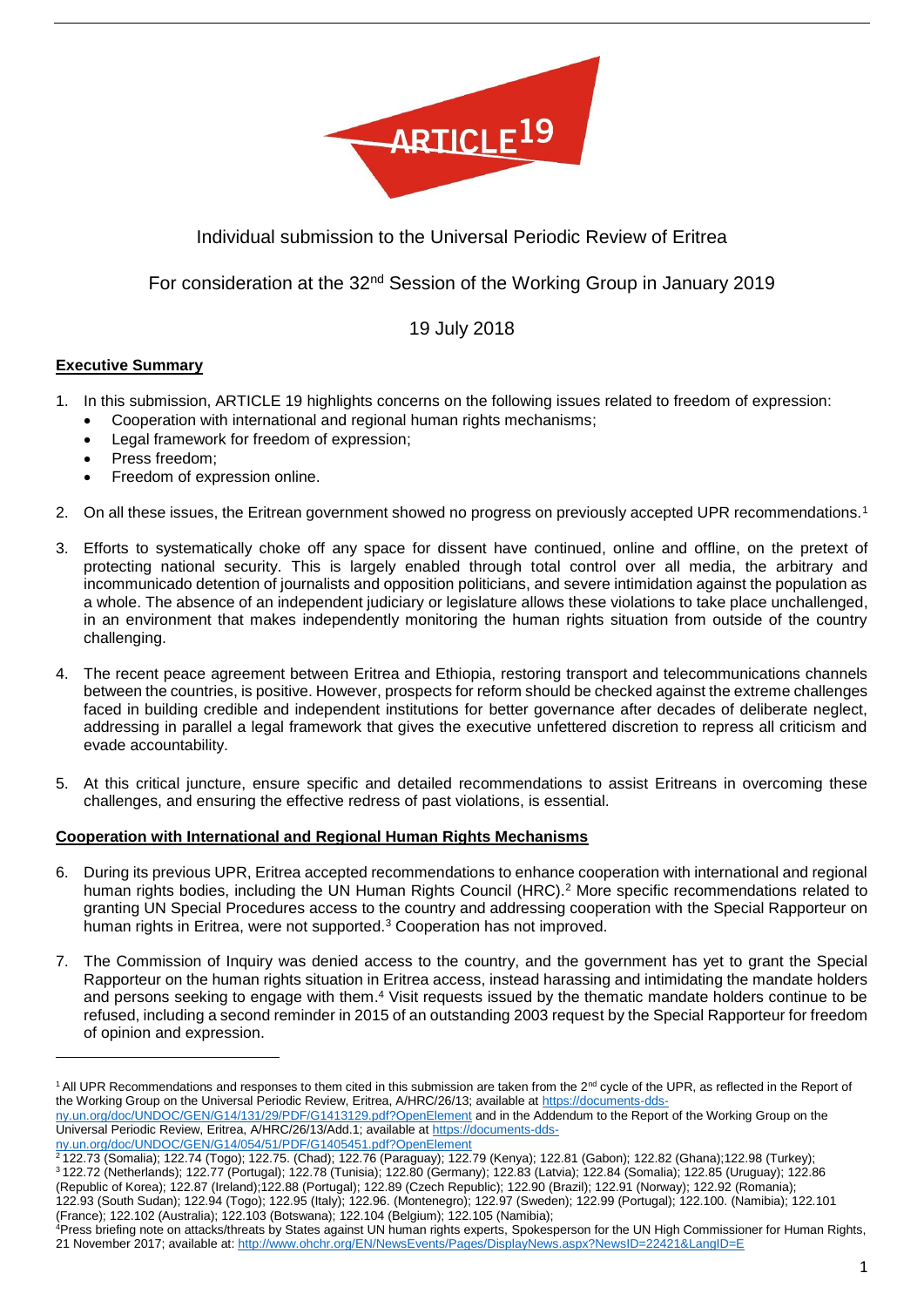ARTICLE 19

# Individual submission to the Universal Periodic Review of Eritrea

## For consideration at the 32nd Session of the Working Group in January 2019

### 19 July 2018

**Executive Summary**

1. In this submission, ARTICLE 19 highlights concerns on the following issues related to freedom of expression:
   - Cooperation with international and regional human rights mechanisms;
   - Legal framework for freedom of expression;
   - Press freedom;
   - Freedom of expression online.

2. On all these issues, the Eritrean government showed no progress on previously accepted UPR recommendations.[1]

3. Efforts to systematically choke off any space for dissent have continued, online and offline, on the pretext of protecting national security. This is largely enabled through total control over all media, the arbitrary and incommunicado detention of journalists and opposition politicians, and severe intimidation against the population as a whole. The absence of an independent judiciary or legislature allows these violations to take place unchallenged, in an environment that makes independently monitoring the human rights situation from outside of the country challenging.

4. The recent peace agreement between Eritrea and Ethiopia, restoring transport and telecommunications channels between the countries, is positive. However, prospects for reform should be checked against the extreme challenges faced in building credible and independent institutions for better governance after decades of deliberate neglect, addressing in parallel a legal framework that gives the executive unfettered discretion to repress all criticism and evade accountability.

5. At this critical juncture, ensure specific and detailed recommendations to assist Eritreans in overcoming these challenges, and ensuring the effective redress of past violations, is essential.

**Cooperation with International and Regional Human Rights Mechanisms**

6. During its previous UPR, Eritrea accepted recommendations to enhance cooperation with international and regional human rights bodies, including the UN Human Rights Council (HRC).[2] More specific recommendations related to granting UN Special Procedures access to the country and addressing cooperation with the Special Rapporteur on human rights in Eritrea, were not supported.[3] Cooperation has not improved.

7. The Commission of Inquiry was denied access to the country, and the government has yet to grant the Special Rapporteur on the human rights situation in Eritrea access, instead harassing and intimidating the mandate holders and persons seeking to engage with them.[4] Visit requests issued by the thematic mandate holders continue to be refused, including a second reminder in 2015 of an outstanding 2003 request by the Special Rapporteur for freedom of opinion and expression.

---

[1] All UPR Recommendations and responses to them cited in this submission are taken from the 2nd cycle of the UPR, as reflected in the Report of the Working Group on the Universal Periodic Review, Eritrea, A/HRC/26/13; available at https://documents-dds-ny.un.org/doc/UNDOC/GEN/G14/131/29/PDF/G1413129.pdf?OpenElement and in the Addendum to the Report of the Working Group on the Universal Periodic Review, Eritrea, A/HRC/26/13/Add.1; available at https://documents-dds-ny.un.org/doc/UNDOC/GEN/G14/054/51/PDF/G1405451.pdf?OpenElement

[2] 122.73 (Somalia); 122.74 (Togo); 122.75. (Chad); 122.76 (Paraguay); 122.79 (Kenya); 122.81 (Gabon); 122.82 (Ghana);122.98 (Turkey);

[3] 122.72 (Netherlands); 122.77 (Portugal); 122.78 (Tunisia); 122.80 (Germany); 122.83 (Latvia); 122.84 (Somalia); 122.85 (Uruguay); 122.86 (Republic of Korea); 122.87 (Ireland);122.88 (Portugal); 122.89 (Czech Republic); 122.90 (Brazil); 122.91 (Norway); 122.92 (Romania); 122.93 (South Sudan); 122.94 (Togo); 122.95 (Italy); 122.96. (Montenegro); 122.97 (Sweden); 122.99 (Portugal); 122.100. (Namibia); 122.101 (France); 122.102 (Australia); 122.103 (Botswana); 122.104 (Belgium); 122.105 (Namibia);

[4] Press briefing note on attacks/threats by States against UN human rights experts, Spokesperson for the UN High Commissioner for Human Rights, 21 November 2017; available at: http://www.ohchr.org/EN/NewsEvents/Pages/DisplayNews.aspx?NewsID=22421&LangID=E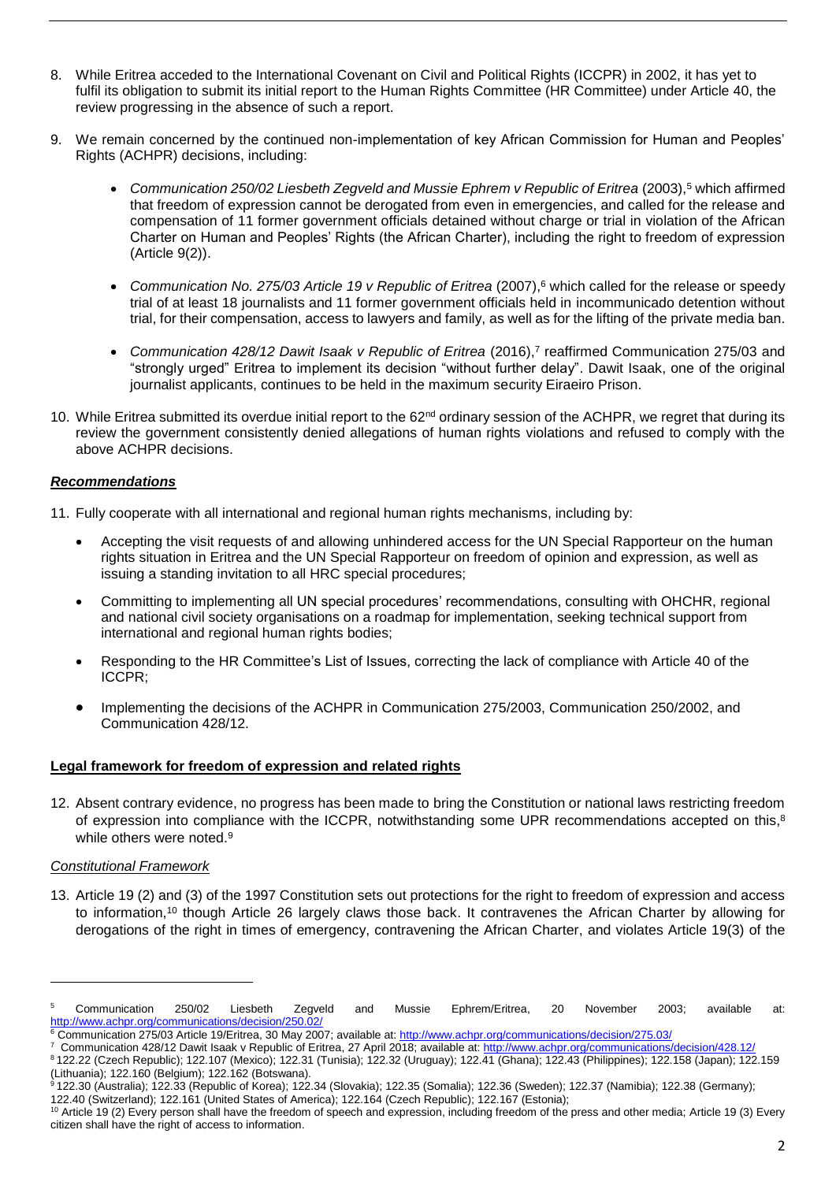8. While Eritrea acceded to the International Covenant on Civil and Political Rights (ICCPR) in 2002, it has yet to fulfil its obligation to submit its initial report to the Human Rights Committee (HR Committee) under Article 40, the review progressing in the absence of such a report.

9. We remain concerned by the continued non-implementation of key African Commission for Human and Peoples' Rights (ACHPR) decisions, including:

   - *Communication 250/02 Liesbeth Zegveld and Mussie Ephrem v Republic of Eritrea* (2003),[5] which affirmed that freedom of expression cannot be derogated from even in emergencies, and called for the release and compensation of 11 former government officials detained without charge or trial in violation of the African Charter on Human and Peoples' Rights (the African Charter), including the right to freedom of expression (Article 9(2)).

   - *Communication No. 275/03 Article 19 v Republic of Eritrea* (2007),[6] which called for the release or speedy trial of at least 18 journalists and 11 former government officials held in incommunicado detention without trial, for their compensation, access to lawyers and family, as well as for the lifting of the private media ban.

   - *Communication 428/12 Dawit Isaak v Republic of Eritrea* (2016),[7] reaffirmed Communication 275/03 and "strongly urged" Eritrea to implement its decision "without further delay". Dawit Isaak, one of the original journalist applicants, continues to be held in the maximum security Eiraeiro Prison.

10. While Eritrea submitted its overdue initial report to the 62[nd] ordinary session of the ACHPR, we regret that during its review the government consistently denied allegations of human rights violations and refused to comply with the above ACHPR decisions.

### ***Recommendations***

11. Fully cooperate with all international and regional human rights mechanisms, including by:

   - Accepting the visit requests of and allowing unhindered access for the UN Special Rapporteur on the human rights situation in Eritrea and the UN Special Rapporteur on freedom of opinion and expression, as well as issuing a standing invitation to all HRC special procedures;

   - Committing to implementing all UN special procedures' recommendations, consulting with OHCHR, regional and national civil society organisations on a roadmap for implementation, seeking technical support from international and regional human rights bodies;

   - Responding to the HR Committee's List of Issues, correcting the lack of compliance with Article 40 of the ICCPR;

   - Implementing the decisions of the ACHPR in Communication 275/2003, Communication 250/2002, and Communication 428/12.

## **Legal framework for freedom of expression and related rights**

12. Absent contrary evidence, no progress has been made to bring the Constitution or national laws restricting freedom of expression into compliance with the ICCPR, notwithstanding some UPR recommendations accepted on this,[8] while others were noted.[9]

### *Constitutional Framework*

13. Article 19 (2) and (3) of the 1997 Constitution sets out protections for the right to freedom of expression and access to information,[10] though Article 26 largely claws those back. It contravenes the African Charter by allowing for derogations of the right in times of emergency, contravening the African Charter, and violates Article 19(3) of the

---

[5] Communication 250/02 Liesbeth Zegveld and Mussie Ephrem/Eritrea, 20 November 2003; available at: http://www.achpr.org/communications/decision/250.02/

[6] Communication 275/03 Article 19/Eritrea, 30 May 2007; available at: http://www.achpr.org/communications/decision/275.03/

[7] Communication 428/12 Dawit Isaak v Republic of Eritrea, 27 April 2018; available at: http://www.achpr.org/communications/decision/428.12/

[8] 122.22 (Czech Republic); 122.107 (Mexico); 122.31 (Tunisia); 122.32 (Uruguay); 122.41 (Ghana); 122.43 (Philippines); 122.158 (Japan); 122.159 (Lithuania); 122.160 (Belgium); 122.162 (Botswana).

[9] 122.30 (Australia); 122.33 (Republic of Korea); 122.34 (Slovakia); 122.35 (Somalia); 122.36 (Sweden); 122.37 (Namibia); 122.38 (Germany); 122.40 (Switzerland); 122.161 (United States of America); 122.164 (Czech Republic); 122.167 (Estonia);

[10] Article 19 (2) Every person shall have the freedom of speech and expression, including freedom of the press and other media; Article 19 (3) Every citizen shall have the right of access to information.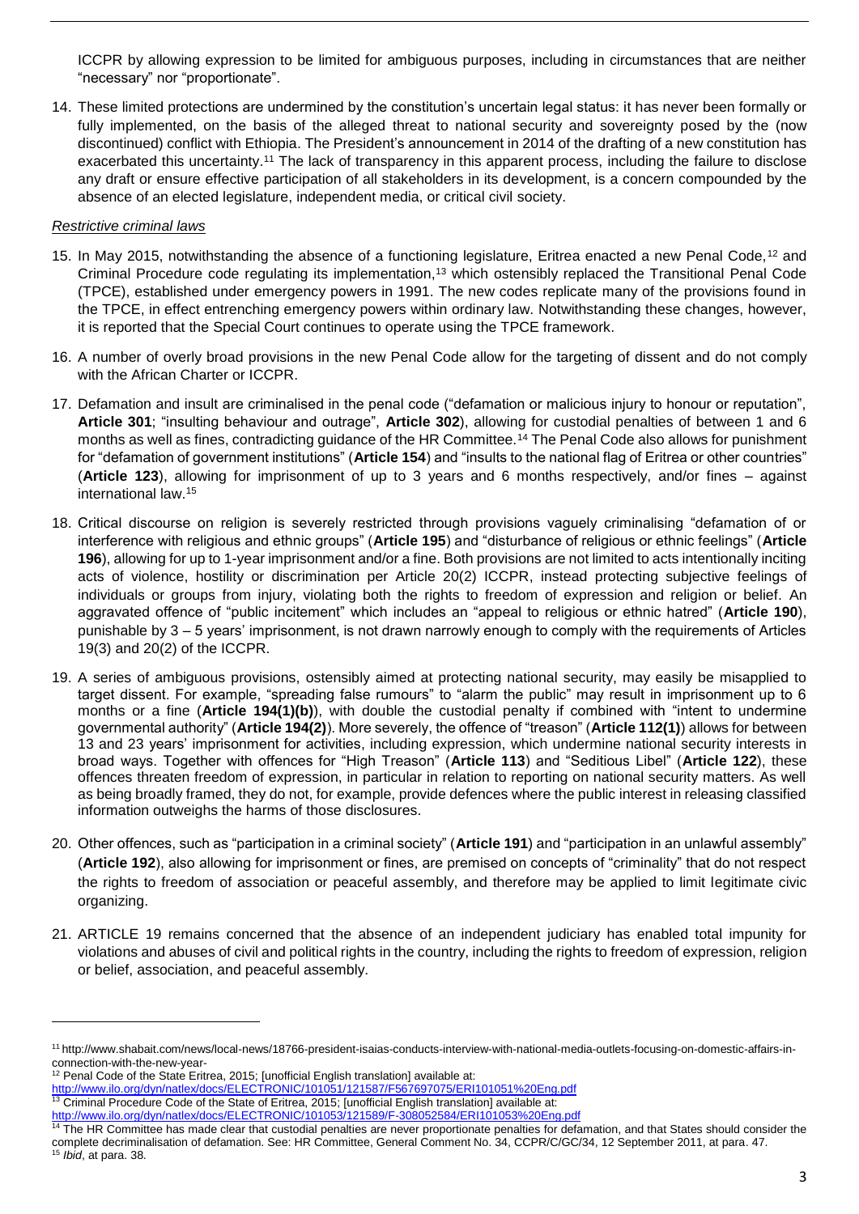ICCPR by allowing expression to be limited for ambiguous purposes, including in circumstances that are neither "necessary" nor "proportionate".

14. These limited protections are undermined by the constitution's uncertain legal status: it has never been formally or fully implemented, on the basis of the alleged threat to national security and sovereignty posed by the (now discontinued) conflict with Ethiopia. The President's announcement in 2014 of the drafting of a new constitution has exacerbated this uncertainty.[11] The lack of transparency in this apparent process, including the failure to disclose any draft or ensure effective participation of all stakeholders in its development, is a concern compounded by the absence of an elected legislature, independent media, or critical civil society.

*Restrictive criminal laws*

15. In May 2015, notwithstanding the absence of a functioning legislature, Eritrea enacted a new Penal Code,[12] and Criminal Procedure code regulating its implementation,[13] which ostensibly replaced the Transitional Penal Code (TPCE), established under emergency powers in 1991. The new codes replicate many of the provisions found in the TPCE, in effect entrenching emergency powers within ordinary law. Notwithstanding these changes, however, it is reported that the Special Court continues to operate using the TPCE framework.

16. A number of overly broad provisions in the new Penal Code allow for the targeting of dissent and do not comply with the African Charter or ICCPR.

17. Defamation and insult are criminalised in the penal code ("defamation or malicious injury to honour or reputation", **Article 301**; "insulting behaviour and outrage", **Article 302**), allowing for custodial penalties of between 1 and 6 months as well as fines, contradicting guidance of the HR Committee.[14] The Penal Code also allows for punishment for "defamation of government institutions" (**Article 154**) and "insults to the national flag of Eritrea or other countries" (**Article 123**), allowing for imprisonment of up to 3 years and 6 months respectively, and/or fines – against international law.[15]

18. Critical discourse on religion is severely restricted through provisions vaguely criminalising "defamation of or interference with religious and ethnic groups" (**Article 195**) and "disturbance of religious or ethnic feelings" (**Article 196**), allowing for up to 1-year imprisonment and/or a fine. Both provisions are not limited to acts intentionally inciting acts of violence, hostility or discrimination per Article 20(2) ICCPR, instead protecting subjective feelings of individuals or groups from injury, violating both the rights to freedom of expression and religion or belief. An aggravated offence of "public incitement" which includes an "appeal to religious or ethnic hatred" (**Article 190**), punishable by 3 – 5 years' imprisonment, is not drawn narrowly enough to comply with the requirements of Articles 19(3) and 20(2) of the ICCPR.

19. A series of ambiguous provisions, ostensibly aimed at protecting national security, may easily be misapplied to target dissent. For example, "spreading false rumours" to "alarm the public" may result in imprisonment up to 6 months or a fine (**Article 194(1)(b)**), with double the custodial penalty if combined with "intent to undermine governmental authority" (**Article 194(2)**). More severely, the offence of "treason" (**Article 112(1)**) allows for between 13 and 23 years' imprisonment for activities, including expression, which undermine national security interests in broad ways. Together with offences for "High Treason" (**Article 113**) and "Seditious Libel" (**Article 122**), these offences threaten freedom of expression, in particular in relation to reporting on national security matters. As well as being broadly framed, they do not, for example, provide defences where the public interest in releasing classified information outweighs the harms of those disclosures.

20. Other offences, such as "participation in a criminal society" (**Article 191**) and "participation in an unlawful assembly" (**Article 192**), also allowing for imprisonment or fines, are premised on concepts of "criminality" that do not respect the rights to freedom of association or peaceful assembly, and therefore may be applied to limit legitimate civic organizing.

21. ARTICLE 19 remains concerned that the absence of an independent judiciary has enabled total impunity for violations and abuses of civil and political rights in the country, including the rights to freedom of expression, religion or belief, association, and peaceful assembly.

---

[11] http://www.shabait.com/news/local-news/18766-president-isaias-conducts-interview-with-national-media-outlets-focusing-on-domestic-affairs-in-connection-with-the-new-year-

[12] Penal Code of the State Eritrea, 2015; [unofficial English translation] available at: http://www.ilo.org/dyn/natlex/docs/ELECTRONIC/101051/121587/F567697075/ERI101051%20Eng.pdf

[13] Criminal Procedure Code of the State of Eritrea, 2015; [unofficial English translation] available at: http://www.ilo.org/dyn/natlex/docs/ELECTRONIC/101053/121589/F-308052584/ERI101053%20Eng.pdf

[14] The HR Committee has made clear that custodial penalties are never proportionate penalties for defamation, and that States should consider the complete decriminalisation of defamation. See: HR Committee, General Comment No. 34, CCPR/C/GC/34, 12 September 2011, at para. 47.

[15] *Ibid*, at para. 38.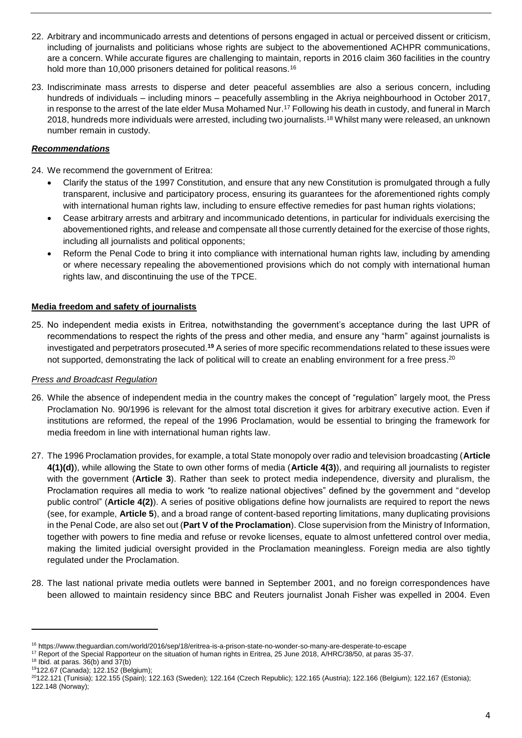22. Arbitrary and incommunicado arrests and detentions of persons engaged in actual or perceived dissent or criticism, including of journalists and politicians whose rights are subject to the abovementioned ACHPR communications, are a concern. While accurate figures are challenging to maintain, reports in 2016 claim 360 facilities in the country hold more than 10,000 prisoners detained for political reasons.[16]

23. Indiscriminate mass arrests to disperse and deter peaceful assemblies are also a serious concern, including hundreds of individuals – including minors – peacefully assembling in the Akriya neighbourhood in October 2017, in response to the arrest of the late elder Musa Mohamed Nur.[17] Following his death in custody, and funeral in March 2018, hundreds more individuals were arrested, including two journalists.[18] Whilst many were released, an unknown number remain in custody.

***Recommendations***

24. We recommend the government of Eritrea:
    - Clarify the status of the 1997 Constitution, and ensure that any new Constitution is promulgated through a fully transparent, inclusive and participatory process, ensuring its guarantees for the aforementioned rights comply with international human rights law, including to ensure effective remedies for past human rights violations;
    - Cease arbitrary arrests and arbitrary and incommunicado detentions, in particular for individuals exercising the abovementioned rights, and release and compensate all those currently detained for the exercise of those rights, including all journalists and political opponents;
    - Reform the Penal Code to bring it into compliance with international human rights law, including by amending or where necessary repealing the abovementioned provisions which do not comply with international human rights law, and discontinuing the use of the TPCE.

**Media freedom and safety of journalists**

25. No independent media exists in Eritrea, notwithstanding the government's acceptance during the last UPR of recommendations to respect the rights of the press and other media, and ensure any "harm" against journalists is investigated and perpetrators prosecuted.[19] A series of more specific recommendations related to these issues were not supported, demonstrating the lack of political will to create an enabling environment for a free press.[20]

*Press and Broadcast Regulation*

26. While the absence of independent media in the country makes the concept of "regulation" largely moot, the Press Proclamation No. 90/1996 is relevant for the almost total discretion it gives for arbitrary executive action. Even if institutions are reformed, the repeal of the 1996 Proclamation, would be essential to bringing the framework for media freedom in line with international human rights law.

27. The 1996 Proclamation provides, for example, a total State monopoly over radio and television broadcasting (**Article 4(1)(d)**), while allowing the State to own other forms of media (**Article 4(3)**), and requiring all journalists to register with the government (**Article 3**). Rather than seek to protect media independence, diversity and pluralism, the Proclamation requires all media to work "to realize national objectives" defined by the government and "develop public control" (**Article 4(2)**). A series of positive obligations define how journalists are required to report the news (see, for example, **Article 5**), and a broad range of content-based reporting limitations, many duplicating provisions in the Penal Code, are also set out (**Part V of the Proclamation**). Close supervision from the Ministry of Information, together with powers to fine media and refuse or revoke licenses, equate to almost unfettered control over media, making the limited judicial oversight provided in the Proclamation meaningless. Foreign media are also tightly regulated under the Proclamation.

28. The last national private media outlets were banned in September 2001, and no foreign correspondences have been allowed to maintain residency since BBC and Reuters journalist Jonah Fisher was expelled in 2004. Even

---

[16] https://www.theguardian.com/world/2016/sep/18/eritrea-is-a-prison-state-no-wonder-so-many-are-desperate-to-escape

[17] Report of the Special Rapporteur on the situation of human rights in Eritrea, 25 June 2018, A/HRC/38/50, at paras 35-37.

[18] Ibid. at paras. 36(b) and 37(b)

[19] 122.67 (Canada); 122.152 (Belgium);

[20] 122.121 (Tunisia); 122.155 (Spain); 122.163 (Sweden); 122.164 (Czech Republic); 122.165 (Austria); 122.166 (Belgium); 122.167 (Estonia); 122.148 (Norway);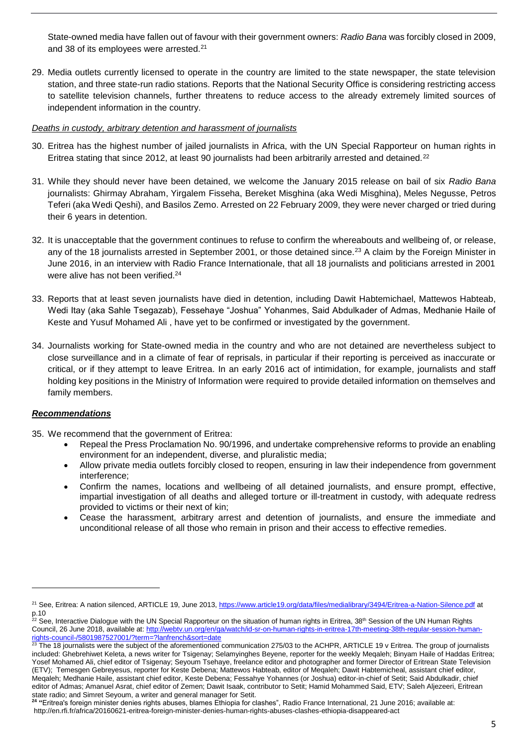State-owned media have fallen out of favour with their government owners: *Radio Bana* was forcibly closed in 2009, and 38 of its employees were arrested.[21]

29. Media outlets currently licensed to operate in the country are limited to the state newspaper, the state television station, and three state-run radio stations. Reports that the National Security Office is considering restricting access to satellite television channels, further threatens to reduce access to the already extremely limited sources of independent information in the country.

*Deaths in custody, arbitrary detention and harassment of journalists*

30. Eritrea has the highest number of jailed journalists in Africa, with the UN Special Rapporteur on human rights in Eritrea stating that since 2012, at least 90 journalists had been arbitrarily arrested and detained.[22]

31. While they should never have been detained, we welcome the January 2015 release on bail of six *Radio Bana* journalists: Ghirmay Abraham, Yirgalem Fisseha, Bereket Misghina (aka Wedi Misghina), Meles Negusse, Petros Teferi (aka Wedi Qeshi), and Basilos Zemo. Arrested on 22 February 2009, they were never charged or tried during their 6 years in detention.

32. It is unacceptable that the government continues to refuse to confirm the whereabouts and wellbeing of, or release, any of the 18 journalists arrested in September 2001, or those detained since.[23] A claim by the Foreign Minister in June 2016, in an interview with Radio France Internationale, that all 18 journalists and politicians arrested in 2001 were alive has not been verified.[24]

33. Reports that at least seven journalists have died in detention, including Dawit Habtemichael, Mattewos Habteab, Wedi Itay (aka Sahle Tsegazab), Fessehaye "Joshua" Yohanmes, Said Abdulkader of Admas, Medhanie Haile of Keste and Yusuf Mohamed Ali , have yet to be confirmed or investigated by the government.

34. Journalists working for State-owned media in the country and who are not detained are nevertheless subject to close surveillance and in a climate of fear of reprisals, in particular if their reporting is perceived as inaccurate or critical, or if they attempt to leave Eritrea. In an early 2016 act of intimidation, for example, journalists and staff holding key positions in the Ministry of Information were required to provide detailed information on themselves and family members.

***Recommendations***

35. We recommend that the government of Eritrea:
    - Repeal the Press Proclamation No. 90/1996, and undertake comprehensive reforms to provide an enabling environment for an independent, diverse, and pluralistic media;
    - Allow private media outlets forcibly closed to reopen, ensuring in law their independence from government interference;
    - Confirm the names, locations and wellbeing of all detained journalists, and ensure prompt, effective, impartial investigation of all deaths and alleged torture or ill-treatment in custody, with adequate redress provided to victims or their next of kin;
    - Cease the harassment, arbitrary arrest and detention of journalists, and ensure the immediate and unconditional release of all those who remain in prison and their access to effective remedies.

---

[21] See, Eritrea: A nation silenced, ARTICLE 19, June 2013, https://www.article19.org/data/files/medialibrary/3494/Eritrea-a-Nation-Silence.pdf at p.10

[22] See, Interactive Dialogue with the UN Special Rapporteur on the situation of human rights in Eritrea, 38th Session of the UN Human Rights Council, 26 June 2018, available at: http://webtv.un.org/en/ga/watch/id-sr-on-human-rights-in-eritrea-17th-meeting-38th-regular-session-human-rights-council-/5801987527001/?term=?lanfrench&sort=date

[23] The 18 journalists were the subject of the aforementioned communication 275/03 to the ACHPR, ARTICLE 19 v Eritrea. The group of journalists included: Ghebrehiwet Keleta, a news writer for Tsigenay; Selamyinghes Beyene, reporter for the weekly Meqaleh; Binyam Haile of Haddas Eritrea; Yosef Mohamed Ali, chief editor of Tsigenay; Seyoum Tsehaye, freelance editor and photographer and former Director of Eritrean State Television (ETV); Temesgen Gebreyesus, reporter for Keste Debena; Mattewos Habteab, editor of Meqaleh; Dawit Habtemicheal, assistant chief editor, Meqaleh; Medhanie Haile, assistant chief editor, Keste Debena; Fessahye Yohannes (or Joshua) editor-in-chief of Setit; Said Abdulkadir, chief editor of Admas; Amanuel Asrat, chief editor of Zemen; Dawit Isaak, contributor to Setit; Hamid Mohammed Said, ETV; Saleh Aljezeeri, Eritrean state radio; and Simret Seyoum, a writer and general manager for Setit.

[24] "Eritrea's foreign minister denies rights abuses, blames Ethiopia for clashes", Radio France International, 21 June 2016; available at: http://en.rfi.fr/africa/20160621-eritrea-foreign-minister-denies-human-rights-abuses-clashes-ethiopia-disappeared-act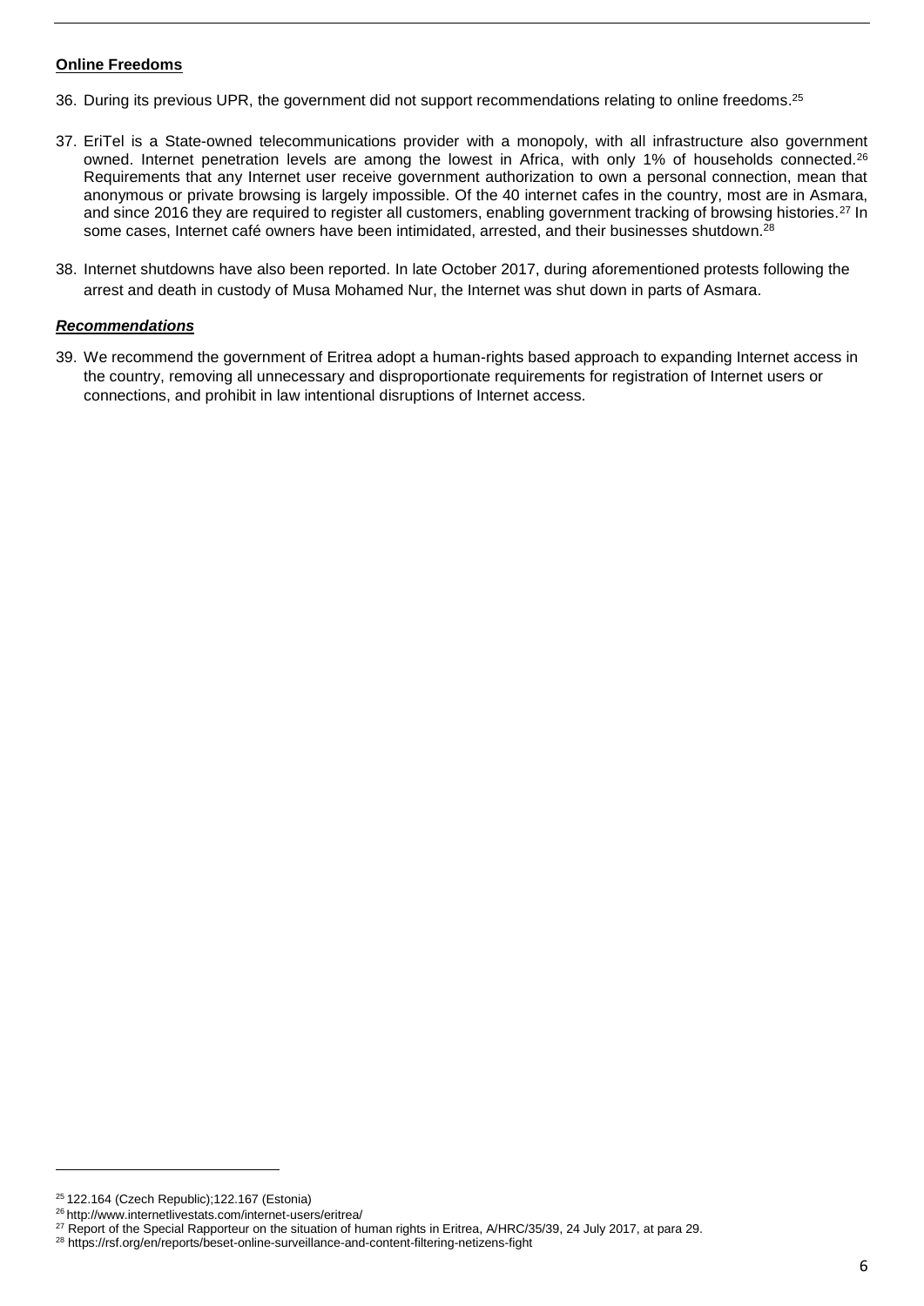**Online Freedoms**

36. During its previous UPR, the government did not support recommendations relating to online freedoms.[25]

37. EriTel is a State-owned telecommunications provider with a monopoly, with all infrastructure also government owned. Internet penetration levels are among the lowest in Africa, with only 1% of households connected.[26] Requirements that any Internet user receive government authorization to own a personal connection, mean that anonymous or private browsing is largely impossible. Of the 40 internet cafes in the country, most are in Asmara, and since 2016 they are required to register all customers, enabling government tracking of browsing histories.[27] In some cases, Internet café owners have been intimidated, arrested, and their businesses shutdown.[28]

38. Internet shutdowns have also been reported. In late October 2017, during aforementioned protests following the arrest and death in custody of Musa Mohamed Nur, the Internet was shut down in parts of Asmara.

***Recommendations***

39. We recommend the government of Eritrea adopt a human-rights based approach to expanding Internet access in the country, removing all unnecessary and disproportionate requirements for registration of Internet users or connections, and prohibit in law intentional disruptions of Internet access.

---

[25] 122.164 (Czech Republic);122.167 (Estonia)

[26] http://www.internetlivestats.com/internet-users/eritrea/

[27] Report of the Special Rapporteur on the situation of human rights in Eritrea, A/HRC/35/39, 24 July 2017, at para 29.

[28] https://rsf.org/en/reports/beset-online-surveillance-and-content-filtering-netizens-fight